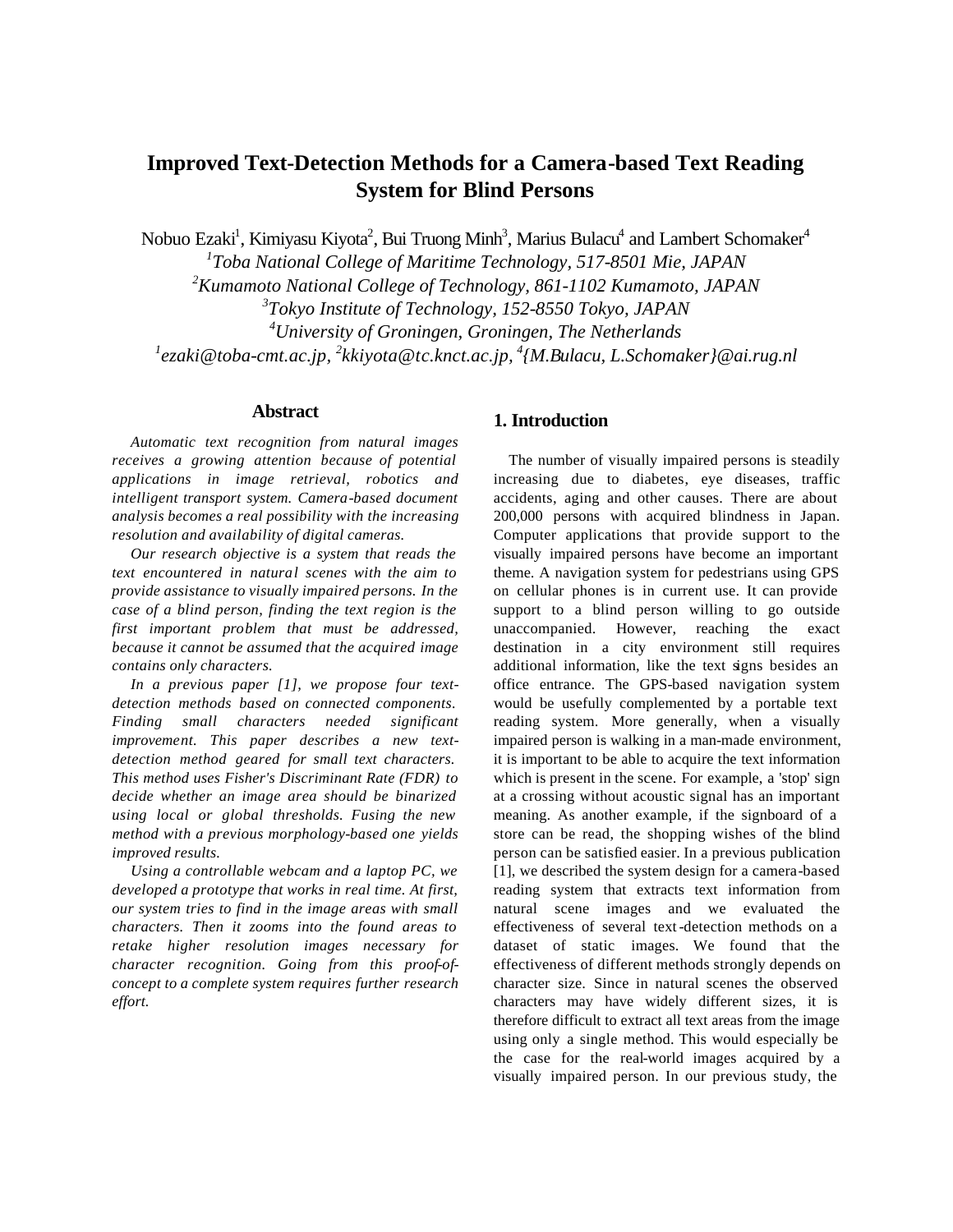# Improved Text-Detection Methods for a Camera-based Text Reading System for Blind Persons

Nobuo Ezaki[1], Kimiyasu Kiyota[2], Bui Truong Minh[3], Marius Bulacu[4] and Lambert Schomaker[4]

[1]*Toba National College of Maritime Technology, 517-8501 Mie, JAPAN*
[2]*Kumamoto National College of Technology, 861-1102 Kumamoto, JAPAN*
[3]*Tokyo Institute of Technology, 152-8550 Tokyo, JAPAN*
[4]*University of Groningen, Groningen, The Netherlands*
[1]*ezaki@toba-cmt.ac.jp*, [2]*kkiyota@tc.knct.ac.jp*, [4]*{M.Bulacu, L.Schomaker}@ai.rug.nl*

## Abstract

*Automatic text recognition from natural images receives a growing attention because of potential applications in image retrieval, robotics and intelligent transport system. Camera-based document analysis becomes a real possibility with the increasing resolution and availability of digital cameras.*

*Our research objective is a system that reads the text encountered in natural scenes with the aim to provide assistance to visually impaired persons. In the case of a blind person, finding the text region is the first important problem that must be addressed, because it cannot be assumed that the acquired image contains only characters.*

*In a previous paper [1], we propose four text-detection methods based on connected components. Finding small characters needed significant improvement. This paper describes a new text-detection method geared for small text characters. This method uses Fisher's Discriminant Rate (FDR) to decide whether an image area should be binarized using local or global thresholds. Fusing the new method with a previous morphology-based one yields improved results.*

*Using a controllable webcam and a laptop PC, we developed a prototype that works in real time. At first, our system tries to find in the image areas with small characters. Then it zooms into the found areas to retake higher resolution images necessary for character recognition. Going from this proof-of-concept to a complete system requires further research effort.*

## 1. Introduction

The number of visually impaired persons is steadily increasing due to diabetes, eye diseases, traffic accidents, aging and other causes. There are about 200,000 persons with acquired blindness in Japan. Computer applications that provide support to the visually impaired persons have become an important theme. A navigation system for pedestrians using GPS on cellular phones is in current use. It can provide support to a blind person willing to go outside unaccompanied. However, reaching the exact destination in a city environment still requires additional information, like the text signs besides an office entrance. The GPS-based navigation system would be usefully complemented by a portable text reading system. More generally, when a visually impaired person is walking in a man-made environment, it is important to be able to acquire the text information which is present in the scene. For example, a 'stop' sign at a crossing without acoustic signal has an important meaning. As another example, if the signboard of a store can be read, the shopping wishes of the blind person can be satisfied easier. In a previous publication [1], we described the system design for a camera-based reading system that extracts text information from natural scene images and we evaluated the effectiveness of several text-detection methods on a dataset of static images. We found that the effectiveness of different methods strongly depends on character size. Since in natural scenes the observed characters may have widely different sizes, it is therefore difficult to extract all text areas from the image using only a single method. This would especially be the case for the real-world images acquired by a visually impaired person. In our previous study, the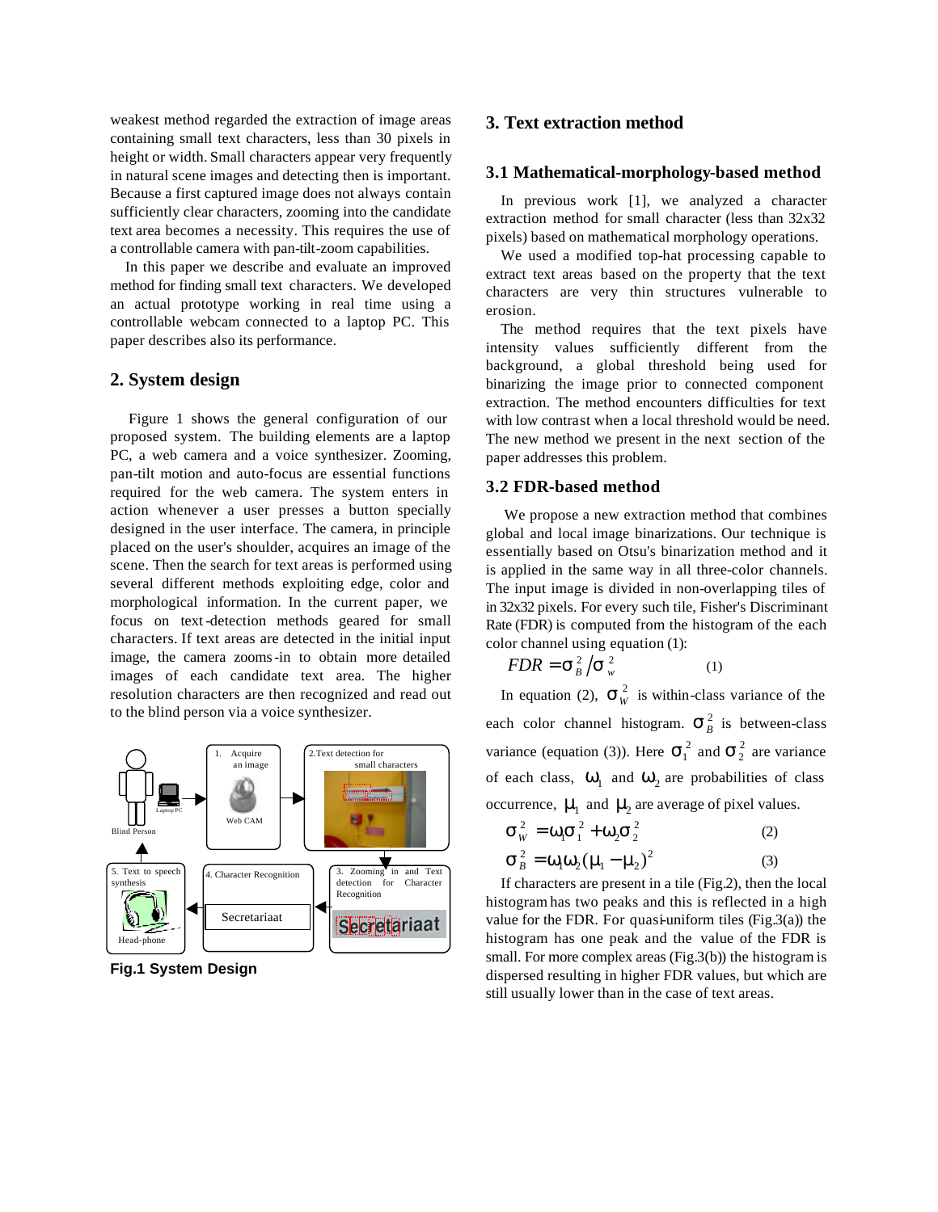weakest method regarded the extraction of image areas containing small text characters, less than 30 pixels in height or width. Small characters appear very frequently in natural scene images and detecting then is important. Because a first captured image does not always contain sufficiently clear characters, zooming into the candidate text area becomes a necessity. This requires the use of a controllable camera with pan-tilt-zoom capabilities.

In this paper we describe and evaluate an improved method for finding small text characters. We developed an actual prototype working in real time using a controllable webcam connected to a laptop PC. This paper describes also its performance.

## 2. System design

Figure 1 shows the general configuration of our proposed system. The building elements are a laptop PC, a web camera and a voice synthesizer. Zooming, pan-tilt motion and auto-focus are essential functions required for the web camera. The system enters in action whenever a user presses a button specially designed in the user interface. The camera, in principle placed on the user's shoulder, acquires an image of the scene. Then the search for text areas is performed using several different methods exploiting edge, color and morphological information. In the current paper, we focus on text-detection methods geared for small characters. If text areas are detected in the initial input image, the camera zooms-in to obtain more detailed images of each candidate text area. The higher resolution characters are then recognized and read out to the blind person via a voice synthesizer.

Blind Person

Laptop PC

1. Acquire an image

Web CAM

2.Text detection for small characters

3. Zooming in and Text detection for Character Recognition

Secretariaat

4. Character Recognition

Secretariaat

5. Text to speech synthesis

Head-phone

**Fig.1 System Design**

## 3. Text extraction method

### 3.1 Mathematical-morphology-based method

In previous work [1], we analyzed a character extraction method for small character (less than 32x32 pixels) based on mathematical morphology operations.

We used a modified top-hat processing capable to extract text areas based on the property that the text characters are very thin structures vulnerable to erosion.

The method requires that the text pixels have intensity values sufficiently different from the background, a global threshold being used for binarizing the image prior to connected component extraction. The method encounters difficulties for text with low contrast when a local threshold would be need. The new method we present in the next section of the paper addresses this problem.

### 3.2 FDR-based method

We propose a new extraction method that combines global and local image binarizations. Our technique is essentially based on Otsu's binarization method and it is applied in the same way in all three-color channels. The input image is divided in non-overlapping tiles of in 32x32 pixels. For every such tile, Fisher's Discriminant Rate (FDR) is computed from the histogram of the each color channel using equation (1):

$$FDR = \sigma_B^2 / \sigma_w^2 \qquad (1)$$

In equation (2), $\sigma_W^2$ is within-class variance of the each color channel histogram. $\sigma_B^2$ is between-class variance (equation (3)). Here $\sigma_1^2$ and $\sigma_2^2$ are variance of each class, $\omega_1$ and $\omega_2$ are probabilities of class occurrence, $\mu_1$ and $\mu_2$ are average of pixel values.

$$\sigma_W^2 = \omega_1\sigma_1^2 + \omega_2\sigma_2^2 \qquad (2)$$

$$\sigma_B^2 = \omega_1\omega_2(\mu_1 - \mu_2)^2 \qquad (3)$$

If characters are present in a tile (Fig.2), then the local histogram has two peaks and this is reflected in a high value for the FDR. For quasi-uniform tiles (Fig.3(a)) the histogram has one peak and the value of the FDR is small. For more complex areas (Fig.3(b)) the histogram is dispersed resulting in higher FDR values, but which are still usually lower than in the case of text areas.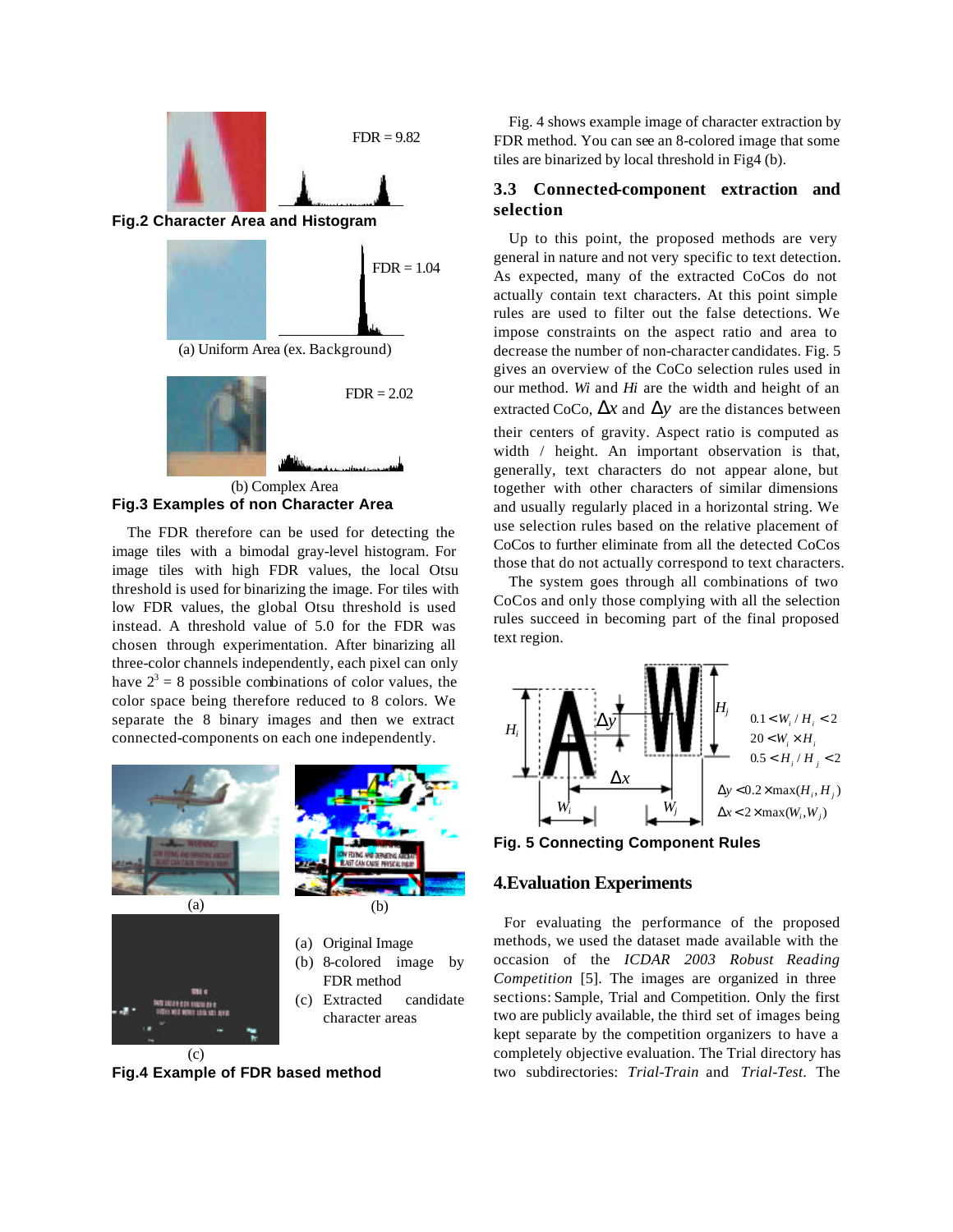FDR = 9.82

**Fig.2 Character Area and Histogram**

FDR = 1.04

(a) Uniform Area (ex. Background)

FDR = 2.02

(b) Complex Area

**Fig.3 Examples of non Character Area**

The FDR therefore can be used for detecting the image tiles with a bimodal gray-level histogram. For image tiles with high FDR values, the local Otsu threshold is used for binarizing the image. For tiles with low FDR values, the global Otsu threshold is used instead. A threshold value of 5.0 for the FDR was chosen through experimentation. After binarizing all three-color channels independently, each pixel can only have $2^3 = 8$ possible combinations of color values, the color space being therefore reduced to 8 colors. We separate the 8 binary images and then we extract connected-components on each one independently.

(a) Original Image
(b) 8-colored image by FDR method
(c) Extracted candidate character areas

**Fig.4 Example of FDR based method**

Fig. 4 shows example image of character extraction by FDR method. You can see an 8-colored image that some tiles are binarized by local threshold in Fig4 (b).

### 3.3 Connected-component extraction and selection

Up to this point, the proposed methods are very general in nature and not very specific to text detection. As expected, many of the extracted CoCos do not actually contain text characters. At this point simple rules are used to filter out the false detections. We impose constraints on the aspect ratio and area to decrease the number of non-character candidates. Fig. 5 gives an overview of the CoCo selection rules used in our method. *Wi* and *Hi* are the width and height of an extracted CoCo, $\Delta x$ and $\Delta y$ are the distances between their centers of gravity. Aspect ratio is computed as width / height. An important observation is that, generally, text characters do not appear alone, but together with other characters of similar dimensions and usually regularly placed in a horizontal string. We use selection rules based on the relative placement of CoCos to further eliminate from all the detected CoCos those that do not actually correspond to text characters.

The system goes through all combinations of two CoCos and only those complying with all the selection rules succeed in becoming part of the final proposed text region.

$$0.1 < W_i / H_i < 2$$
$$20 < W_i \times H_i$$
$$0.5 < H_i / H_j < 2$$
$$\Delta y < 0.2 \times \max(H_i, H_j)$$
$$\Delta x < 2 \times \max(W_i, W_j)$$

**Fig. 5 Connecting Component Rules**

## 4.Evaluation Experiments

For evaluating the performance of the proposed methods, we used the dataset made available with the occasion of the *ICDAR 2003 Robust Reading Competition* [5]. The images are organized in three sections: Sample, Trial and Competition. Only the first two are publicly available, the third set of images being kept separate by the competition organizers to have a completely objective evaluation. The Trial directory has two subdirectories: *Trial-Train* and *Trial-Test*. The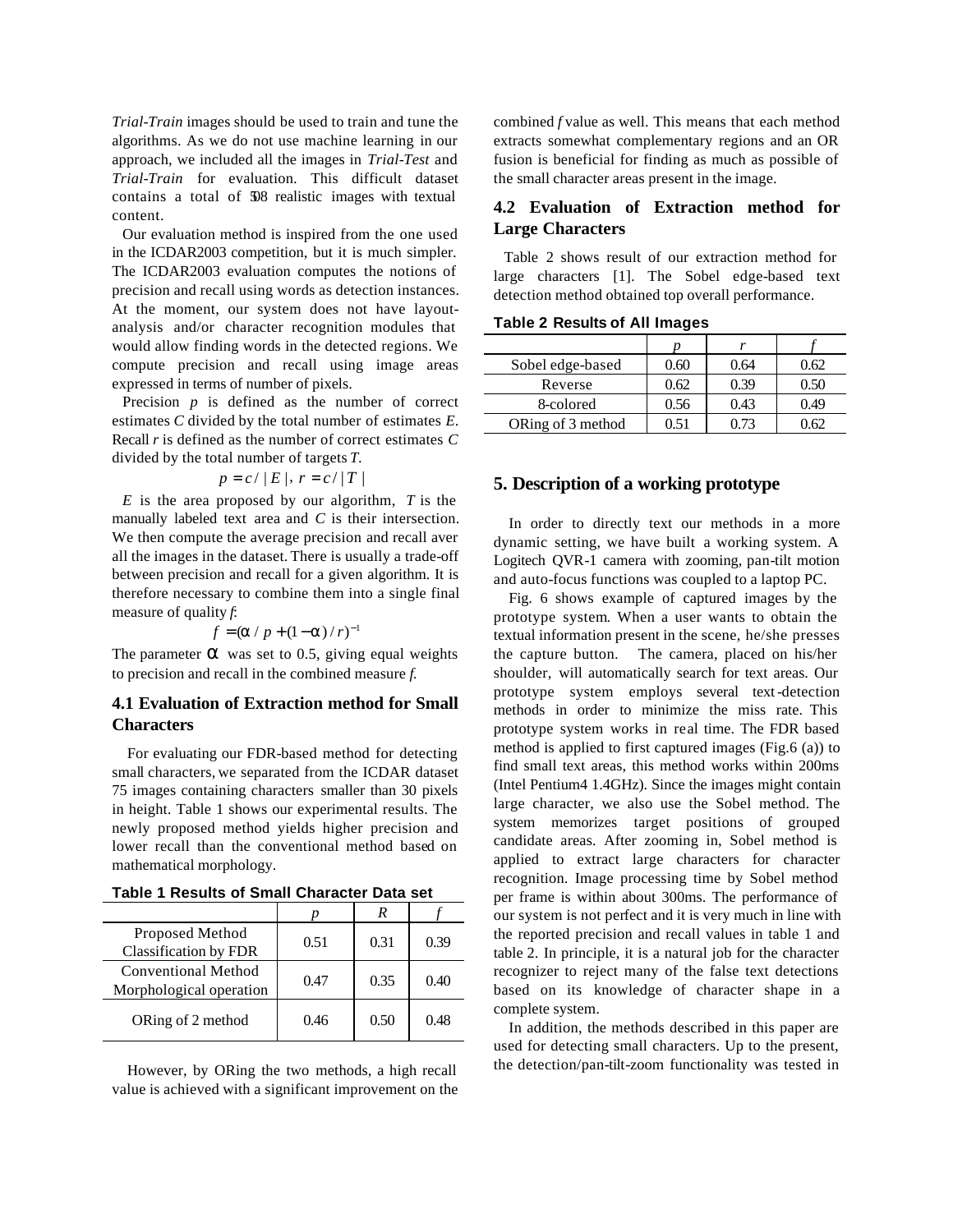*Trial-Train* images should be used to train and tune the algorithms. As we do not use machine learning in our approach, we included all the images in *Trial-Test* and *Trial-Train* for evaluation. This difficult dataset contains a total of 508 realistic images with textual content.

Our evaluation method is inspired from the one used in the ICDAR2003 competition, but it is much simpler. The ICDAR2003 evaluation computes the notions of precision and recall using words as detection instances. At the moment, our system does not have layout-analysis and/or character recognition modules that would allow finding words in the detected regions. We compute precision and recall using image areas expressed in terms of number of pixels.

Precision $p$ is defined as the number of correct estimates $C$ divided by the total number of estimates $E$. Recall $r$ is defined as the number of correct estimates $C$ divided by the total number of targets $T$.

$$p = c / |E|,\ r = c / |T|$$

$E$ is the area proposed by our algorithm, $T$ is the manually labeled text area and $C$ is their intersection. We then compute the average precision and recall aver all the images in the dataset. There is usually a trade-off between precision and recall for a given algorithm. It is therefore necessary to combine them into a single final measure of quality $f$:

$$f = (\alpha / p + (1-\alpha) / r)^{-1}$$

The parameter $\alpha$ was set to 0.5, giving equal weights to precision and recall in the combined measure $f$.

### 4.1 Evaluation of Extraction method for Small Characters

For evaluating our FDR-based method for detecting small characters, we separated from the ICDAR dataset 75 images containing characters smaller than 30 pixels in height. Table 1 shows our experimental results. The newly proposed method yields higher precision and lower recall than the conventional method based on mathematical morphology.

**Table 1 Results of Small Character Data set**

| | $p$ | $R$ | $f$ |
|---|---|---|---|
| Proposed Method Classification by FDR | 0.51 | 0.31 | 0.39 |
| Conventional Method Morphological operation | 0.47 | 0.35 | 0.40 |
| ORing of 2 method | 0.46 | 0.50 | 0.48 |

However, by ORing the two methods, a high recall value is achieved with a significant improvement on the combined $f$ value as well. This means that each method extracts somewhat complementary regions and an OR fusion is beneficial for finding as much as possible of the small character areas present in the image.

### 4.2 Evaluation of Extraction method for Large Characters

Table 2 shows result of our extraction method for large characters [1]. The Sobel edge-based text detection method obtained top overall performance.

**Table 2 Results of All Images**

| | $p$ | $r$ | $f$ |
|---|---|---|---|
| Sobel edge-based | 0.60 | 0.64 | 0.62 |
| Reverse | 0.62 | 0.39 | 0.50 |
| 8-colored | 0.56 | 0.43 | 0.49 |
| ORing of 3 method | 0.51 | 0.73 | 0.62 |

## 5. Description of a working prototype

In order to directly text our methods in a more dynamic setting, we have built a working system. A Logitech QVR-1 camera with zooming, pan-tilt motion and auto-focus functions was coupled to a laptop PC.

Fig. 6 shows example of captured images by the prototype system. When a user wants to obtain the textual information present in the scene, he/she presses the capture button. The camera, placed on his/her shoulder, will automatically search for text areas. Our prototype system employs several text-detection methods in order to minimize the miss rate. This prototype system works in real time. The FDR based method is applied to first captured images (Fig.6 (a)) to find small text areas, this method works within 200ms (Intel Pentium4 1.4GHz). Since the images might contain large character, we also use the Sobel method. The system memorizes target positions of grouped candidate areas. After zooming in, Sobel method is applied to extract large characters for character recognition. Image processing time by Sobel method per frame is within about 300ms. The performance of our system is not perfect and it is very much in line with the reported precision and recall values in table 1 and table 2. In principle, it is a natural job for the character recognizer to reject many of the false text detections based on its knowledge of character shape in a complete system.

In addition, the methods described in this paper are used for detecting small characters. Up to the present, the detection/pan-tilt-zoom functionality was tested in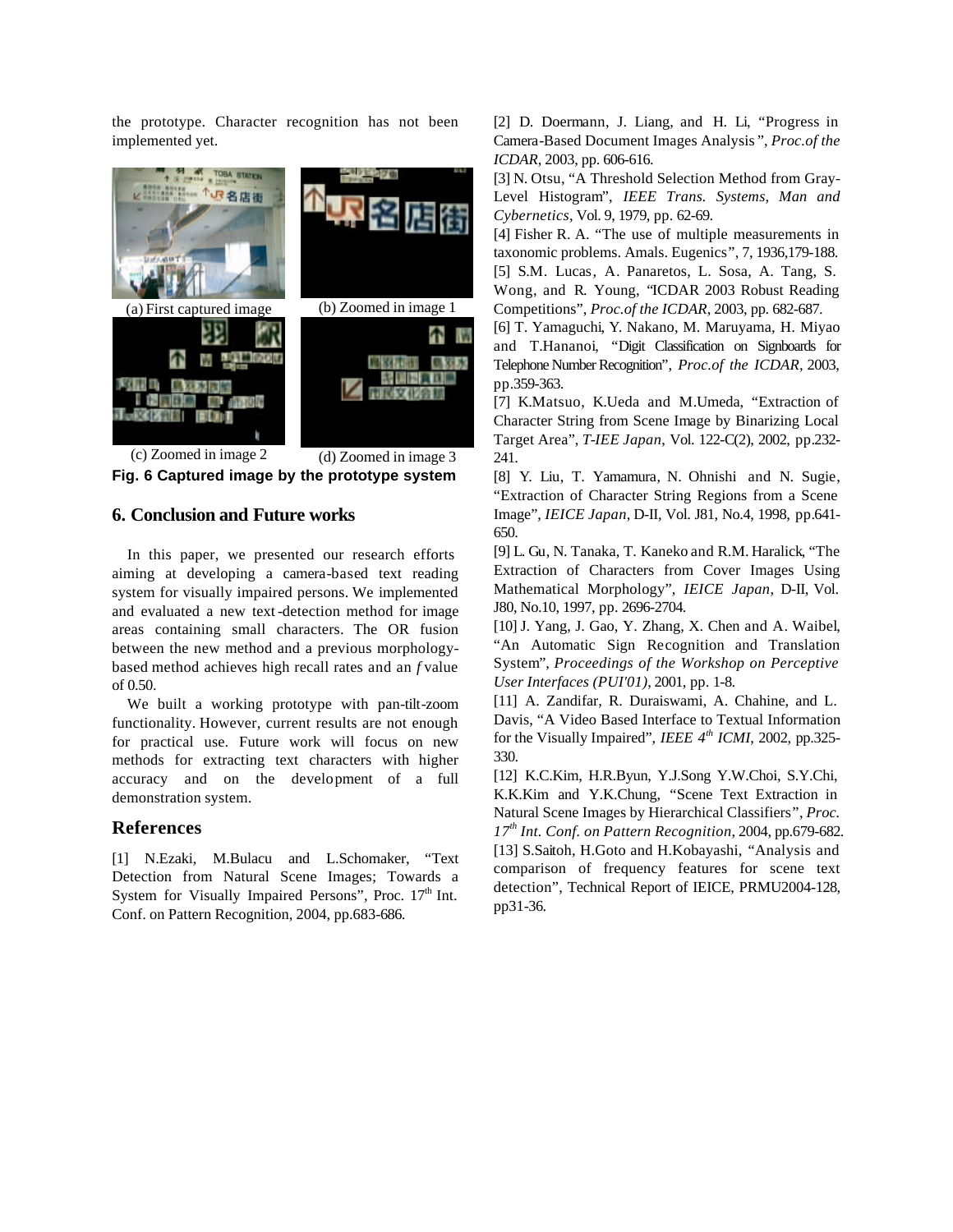the prototype. Character recognition has not been implemented yet.

(a) First captured image

(b) Zoomed in image 1

(c) Zoomed in image 2

(d) Zoomed in image 3

**Fig. 6 Captured image by the prototype system**

## 6. Conclusion and Future works

In this paper, we presented our research efforts aiming at developing a camera-based text reading system for visually impaired persons. We implemented and evaluated a new text-detection method for image areas containing small characters. The OR fusion between the new method and a previous morphology-based method achieves high recall rates and an *f* value of 0.50.

We built a working prototype with pan-tilt-zoom functionality. However, current results are not enough for practical use. Future work will focus on new methods for extracting text characters with higher accuracy and on the development of a full demonstration system.

## References

[1] N.Ezaki, M.Bulacu and L.Schomaker, "Text Detection from Natural Scene Images; Towards a System for Visually Impaired Persons", Proc. 17th Int. Conf. on Pattern Recognition, 2004, pp.683-686.

[2] D. Doermann, J. Liang, and H. Li, "Progress in Camera-Based Document Images Analysis", *Proc.of the ICDAR*, 2003, pp. 606-616.

[3] N. Otsu, "A Threshold Selection Method from Gray-Level Histogram", *IEEE Trans. Systems, Man and Cybernetics*, Vol. 9, 1979, pp. 62-69.

[4] Fisher R. A. "The use of multiple measurements in taxonomic problems. Amals. Eugenics", 7, 1936,179-188.

[5] S.M. Lucas, A. Panaretos, L. Sosa, A. Tang, S. Wong, and R. Young, "ICDAR 2003 Robust Reading Competitions", *Proc.of the ICDAR*, 2003, pp. 682-687.

[6] T. Yamaguchi, Y. Nakano, M. Maruyama, H. Miyao and T.Hananoi, "Digit Classification on Signboards for Telephone Number Recognition", *Proc.of the ICDAR*, 2003, pp.359-363.

[7] K.Matsuo, K.Ueda and M.Umeda, "Extraction of Character String from Scene Image by Binarizing Local Target Area", *T-IEE Japan*, Vol. 122-C(2), 2002, pp.232-241.

[8] Y. Liu, T. Yamamura, N. Ohnishi and N. Sugie, "Extraction of Character String Regions from a Scene Image", *IEICE Japan*, D-II, Vol. J81, No.4, 1998, pp.641-650.

[9] L. Gu, N. Tanaka, T. Kaneko and R.M. Haralick, "The Extraction of Characters from Cover Images Using Mathematical Morphology", *IEICE Japan*, D-II, Vol. J80, No.10, 1997, pp. 2696-2704.

[10] J. Yang, J. Gao, Y. Zhang, X. Chen and A. Waibel, "An Automatic Sign Recognition and Translation System", *Proceedings of the Workshop on Perceptive User Interfaces (PUI'01)*, 2001, pp. 1-8.

[11] A. Zandifar, R. Duraiswami, A. Chahine, and L. Davis, "A Video Based Interface to Textual Information for the Visually Impaired", *IEEE 4th ICMI*, 2002, pp.325-330.

[12] K.C.Kim, H.R.Byun, Y.J.Song Y.W.Choi, S.Y.Chi, K.K.Kim and Y.K.Chung, "Scene Text Extraction in Natural Scene Images by Hierarchical Classifiers", *Proc. 17th Int. Conf. on Pattern Recognition*, 2004, pp.679-682.

[13] S.Saitoh, H.Goto and H.Kobayashi, "Analysis and comparison of frequency features for scene text detection", Technical Report of IEICE, PRMU2004-128, pp31-36.